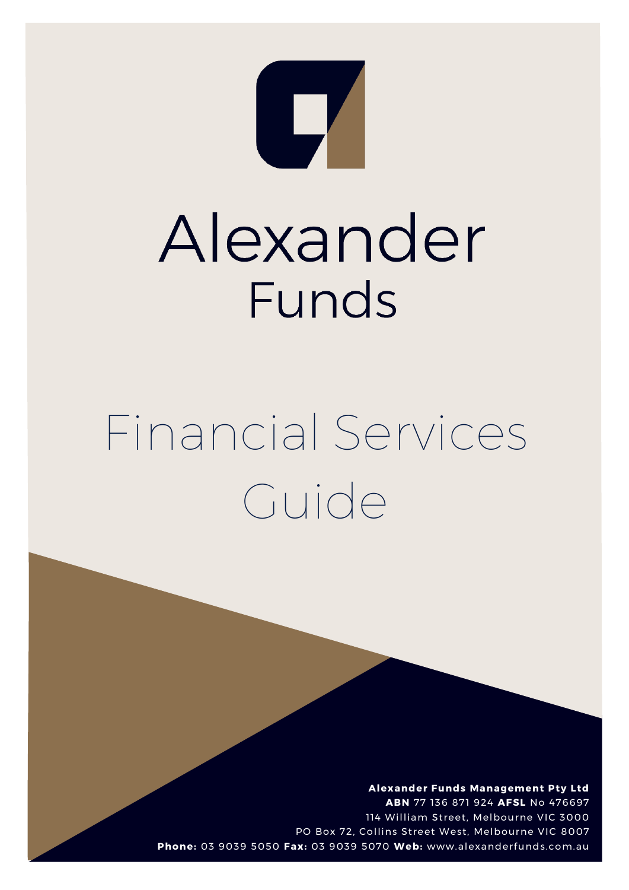# Alexander Funds

# Financial Services Guide

**Alexander Funds Management Pty Ltd**
**ABN** 77 136 871 924 **AFSL** No 476697
114 William Street, Melbourne VIC 3000
PO Box 72, Collins Street West, Melbourne VIC 8007
**Phone:** 03 9039 5050 **Fax:** 03 9039 5070 **Web:** www.alexanderfunds.com.au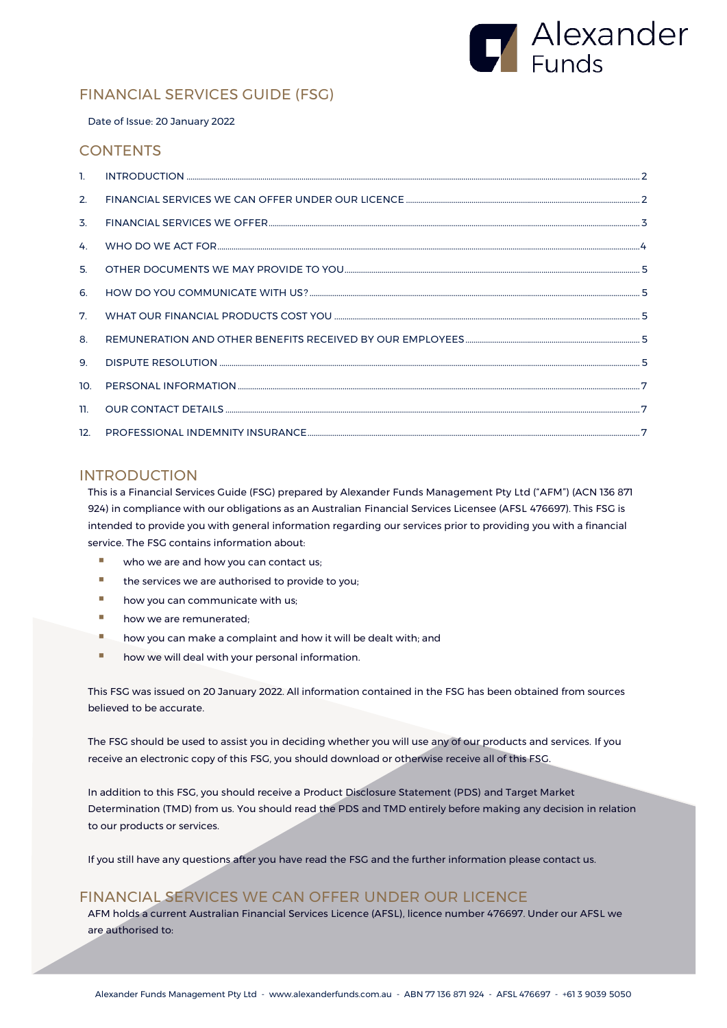# FINANCIAL SERVICES GUIDE (FSG)

Date of Issue: 20 January 2022

## CONTENTS

| | | |
|---|---|---|
| 1. | INTRODUCTION | 2 |
| 2. | FINANCIAL SERVICES WE CAN OFFER UNDER OUR LICENCE | 2 |
| 3. | FINANCIAL SERVICES WE OFFER | 3 |
| 4. | WHO DO WE ACT FOR | 4 |
| 5. | OTHER DOCUMENTS WE MAY PROVIDE TO YOU | 5 |
| 6. | HOW DO YOU COMMUNICATE WITH US? | 5 |
| 7. | WHAT OUR FINANCIAL PRODUCTS COST YOU | 5 |
| 8. | REMUNERATION AND OTHER BENEFITS RECEIVED BY OUR EMPLOYEES | 5 |
| 9. | DISPUTE RESOLUTION | 5 |
| 10. | PERSONAL INFORMATION | 7 |
| 11. | OUR CONTACT DETAILS | 7 |
| 12. | PROFESSIONAL INDEMNITY INSURANCE | 7 |

## INTRODUCTION

This is a Financial Services Guide (FSG) prepared by Alexander Funds Management Pty Ltd ("AFM") (ACN 136 871 924) in compliance with our obligations as an Australian Financial Services Licensee (AFSL 476697). This FSG is intended to provide you with general information regarding our services prior to providing you with a financial service. The FSG contains information about:

- who we are and how you can contact us;
- the services we are authorised to provide to you;
- how you can communicate with us;
- how we are remunerated;
- how you can make a complaint and how it will be dealt with; and
- how we will deal with your personal information.

This FSG was issued on 20 January 2022. All information contained in the FSG has been obtained from sources believed to be accurate.

The FSG should be used to assist you in deciding whether you will use any of our products and services. If you receive an electronic copy of this FSG, you should download or otherwise receive all of this FSG.

In addition to this FSG, you should receive a Product Disclosure Statement (PDS) and Target Market Determination (TMD) from us. You should read the PDS and TMD entirely before making any decision in relation to our products or services.

If you still have any questions after you have read the FSG and the further information please contact us.

## FINANCIAL SERVICES WE CAN OFFER UNDER OUR LICENCE

AFM holds a current Australian Financial Services Licence (AFSL), licence number 476697. Under our AFSL we are authorised to: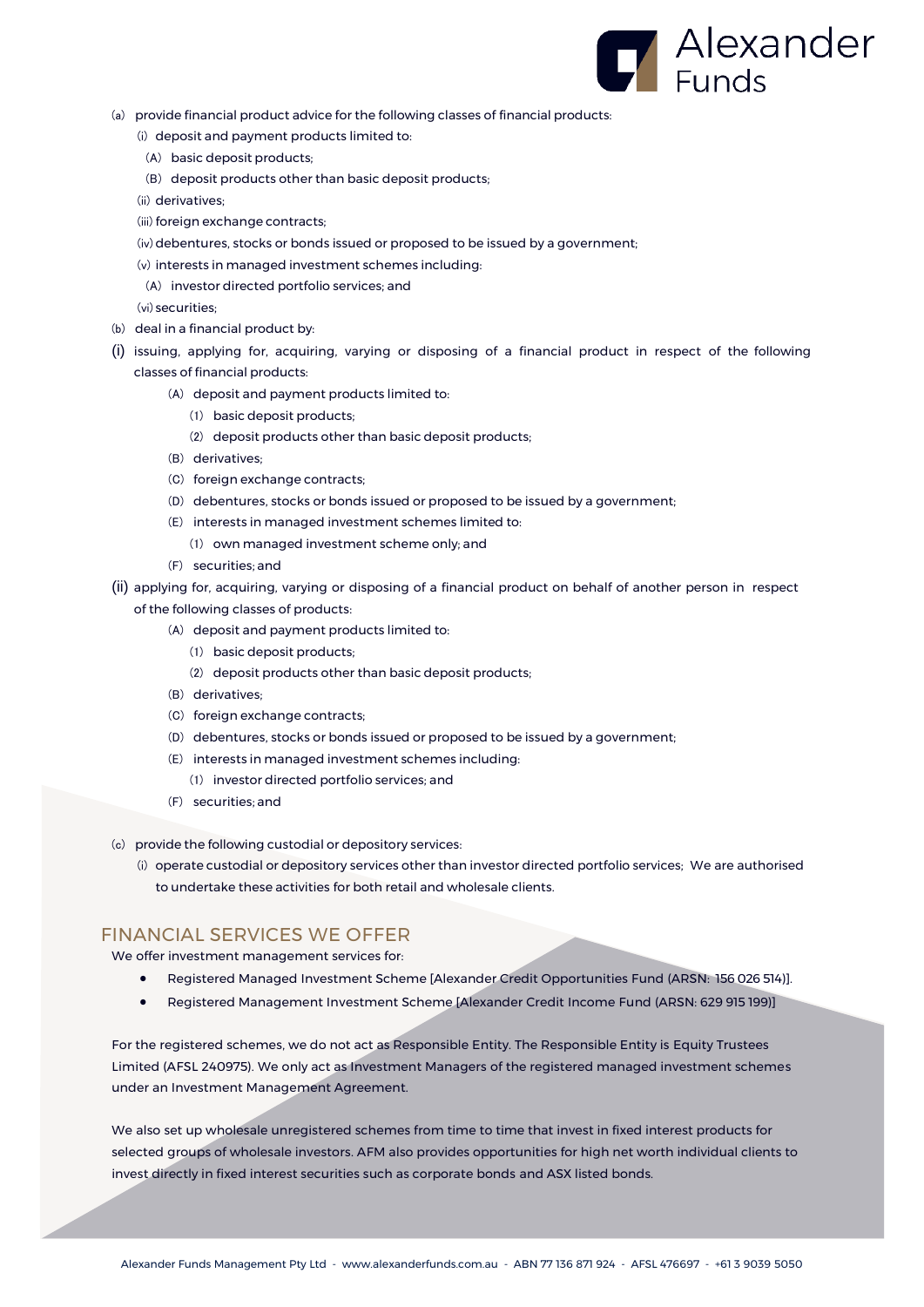(a) provide financial product advice for the following classes of financial products:
   (i) deposit and payment products limited to:
      (A) basic deposit products;
      (B) deposit products other than basic deposit products;
   (ii) derivatives;
   (iii) foreign exchange contracts;
   (iv) debentures, stocks or bonds issued or proposed to be issued by a government;
   (v) interests in managed investment schemes including:
      (A) investor directed portfolio services; and
   (vi) securities;

(b) deal in a financial product by:

(i) issuing, applying for, acquiring, varying or disposing of a financial product in respect of the following classes of financial products:
   (A) deposit and payment products limited to:
      (1) basic deposit products;
      (2) deposit products other than basic deposit products;
   (B) derivatives;
   (C) foreign exchange contracts;
   (D) debentures, stocks or bonds issued or proposed to be issued by a government;
   (E) interests in managed investment schemes limited to:
      (1) own managed investment scheme only; and
   (F) securities; and

(ii) applying for, acquiring, varying or disposing of a financial product on behalf of another person in respect of the following classes of products:
   (A) deposit and payment products limited to:
      (1) basic deposit products;
      (2) deposit products other than basic deposit products;
   (B) derivatives;
   (C) foreign exchange contracts;
   (D) debentures, stocks or bonds issued or proposed to be issued by a government;
   (E) interests in managed investment schemes including:
      (1) investor directed portfolio services; and
   (F) securities; and

(c) provide the following custodial or depository services:
   (i) operate custodial or depository services other than investor directed portfolio services; We are authorised to undertake these activities for both retail and wholesale clients.

## FINANCIAL SERVICES WE OFFER

We offer investment management services for:

- Registered Managed Investment Scheme [Alexander Credit Opportunities Fund (ARSN: 156 026 514)].
- Registered Management Investment Scheme [Alexander Credit Income Fund (ARSN: 629 915 199)]

For the registered schemes, we do not act as Responsible Entity. The Responsible Entity is Equity Trustees Limited (AFSL 240975). We only act as Investment Managers of the registered managed investment schemes under an Investment Management Agreement.

We also set up wholesale unregistered schemes from time to time that invest in fixed interest products for selected groups of wholesale investors. AFM also provides opportunities for high net worth individual clients to invest directly in fixed interest securities such as corporate bonds and ASX listed bonds.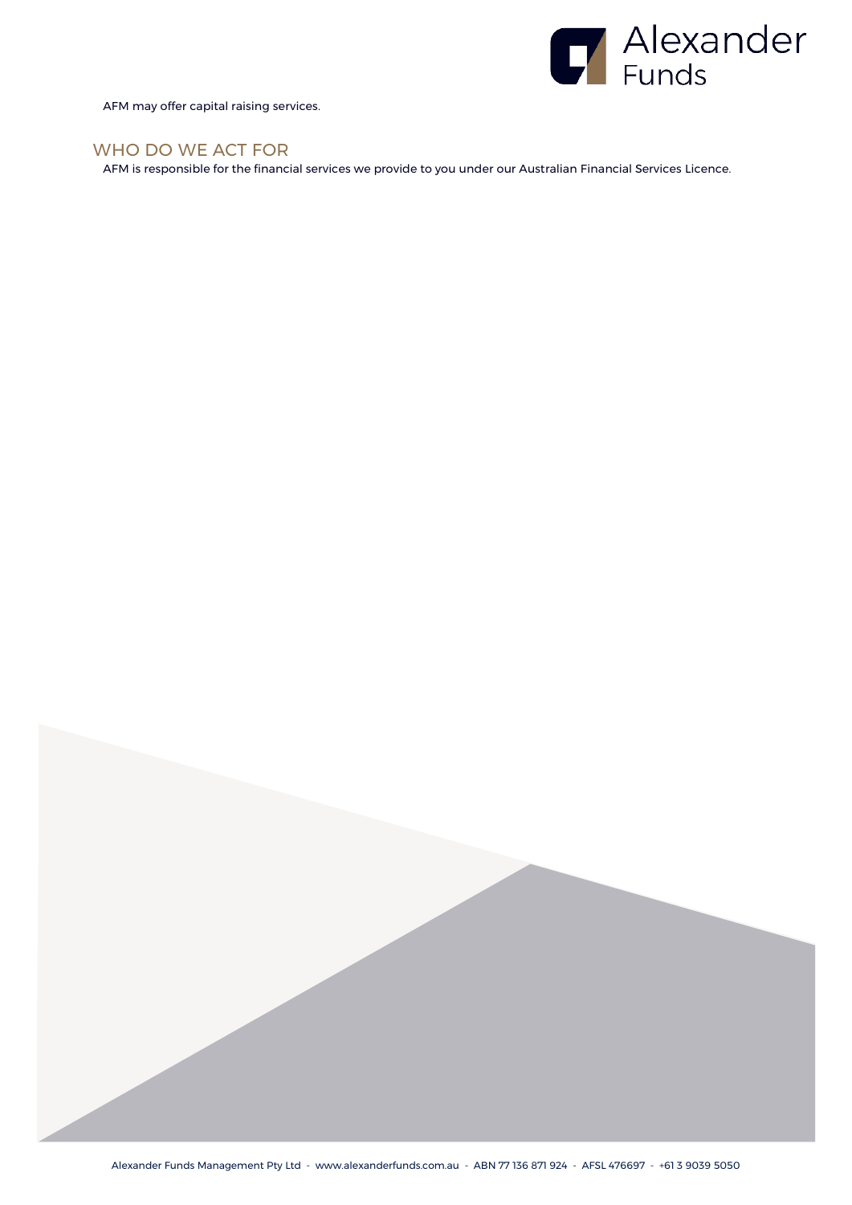AFM may offer capital raising services.

## WHO DO WE ACT FOR

AFM is responsible for the financial services we provide to you under our Australian Financial Services Licence.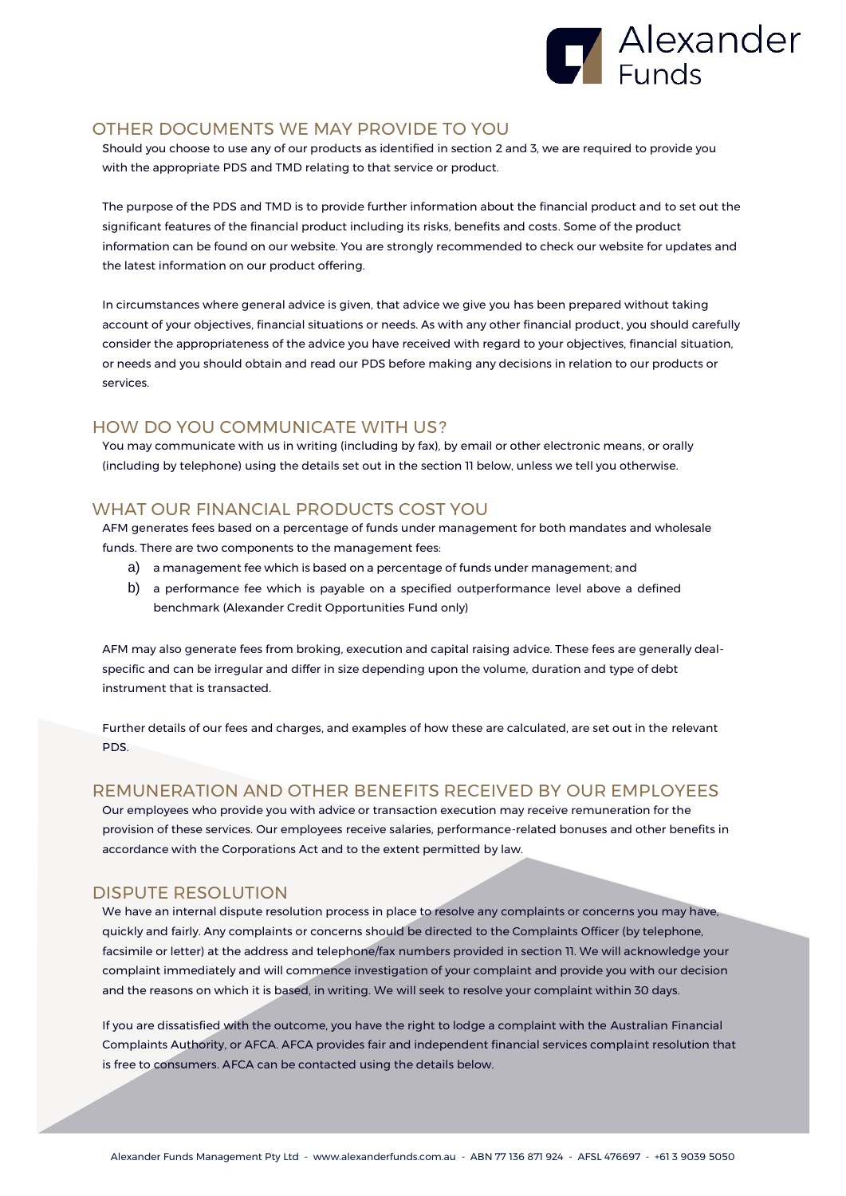## OTHER DOCUMENTS WE MAY PROVIDE TO YOU

Should you choose to use any of our products as identified in section 2 and 3, we are required to provide you with the appropriate PDS and TMD relating to that service or product.

The purpose of the PDS and TMD is to provide further information about the financial product and to set out the significant features of the financial product including its risks, benefits and costs. Some of the product information can be found on our website. You are strongly recommended to check our website for updates and the latest information on our product offering.

In circumstances where general advice is given, that advice we give you has been prepared without taking account of your objectives, financial situations or needs. As with any other financial product, you should carefully consider the appropriateness of the advice you have received with regard to your objectives, financial situation, or needs and you should obtain and read our PDS before making any decisions in relation to our products or services.

## HOW DO YOU COMMUNICATE WITH US?

You may communicate with us in writing (including by fax), by email or other electronic means, or orally (including by telephone) using the details set out in the section 11 below, unless we tell you otherwise.

## WHAT OUR FINANCIAL PRODUCTS COST YOU

AFM generates fees based on a percentage of funds under management for both mandates and wholesale funds. There are two components to the management fees:

a) a management fee which is based on a percentage of funds under management; and
b) a performance fee which is payable on a specified outperformance level above a defined benchmark (Alexander Credit Opportunities Fund only)

AFM may also generate fees from broking, execution and capital raising advice. These fees are generally deal-specific and can be irregular and differ in size depending upon the volume, duration and type of debt instrument that is transacted.

Further details of our fees and charges, and examples of how these are calculated, are set out in the relevant PDS.

## REMUNERATION AND OTHER BENEFITS RECEIVED BY OUR EMPLOYEES

Our employees who provide you with advice or transaction execution may receive remuneration for the provision of these services. Our employees receive salaries, performance-related bonuses and other benefits in accordance with the Corporations Act and to the extent permitted by law.

## DISPUTE RESOLUTION

We have an internal dispute resolution process in place to resolve any complaints or concerns you may have, quickly and fairly. Any complaints or concerns should be directed to the Complaints Officer (by telephone, facsimile or letter) at the address and telephone/fax numbers provided in section 11. We will acknowledge your complaint immediately and will commence investigation of your complaint and provide you with our decision and the reasons on which it is based, in writing. We will seek to resolve your complaint within 30 days.

If you are dissatisfied with the outcome, you have the right to lodge a complaint with the Australian Financial Complaints Authority, or AFCA. AFCA provides fair and independent financial services complaint resolution that is free to consumers. AFCA can be contacted using the details below.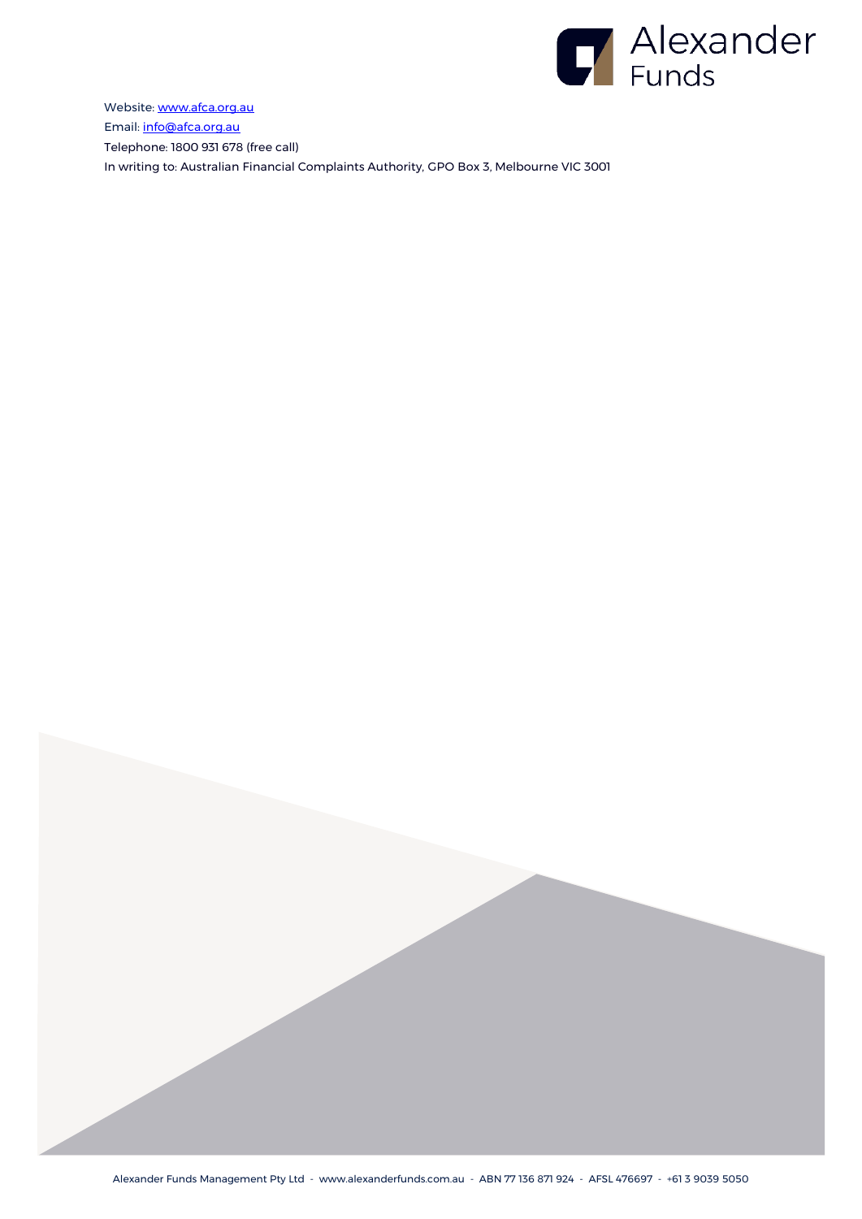Website: www.afca.org.au

Email: info@afca.org.au

Telephone: 1800 931 678 (free call)

In writing to: Australian Financial Complaints Authority, GPO Box 3, Melbourne VIC 3001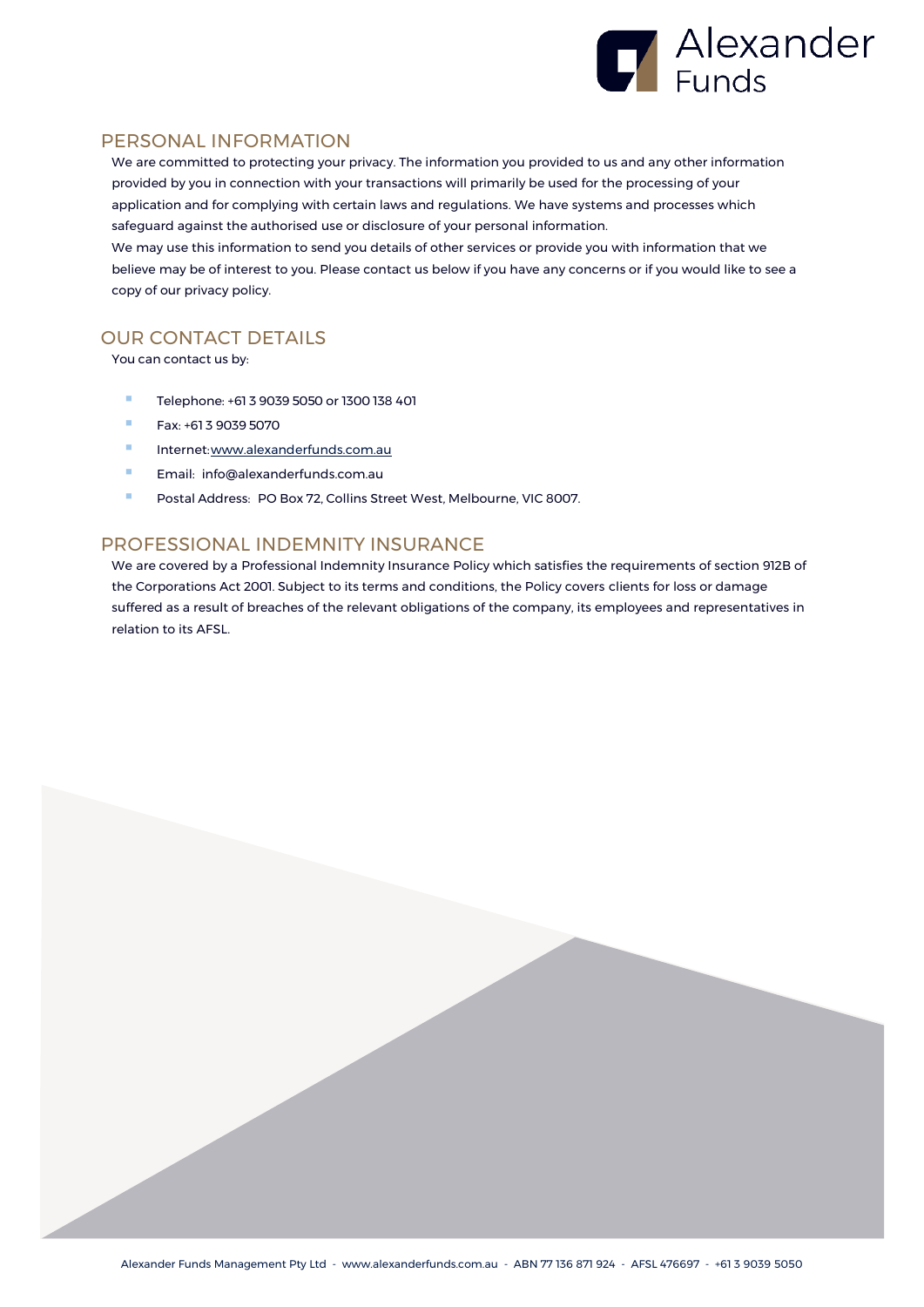## PERSONAL INFORMATION

We are committed to protecting your privacy. The information you provided to us and any other information provided by you in connection with your transactions will primarily be used for the processing of your application and for complying with certain laws and regulations. We have systems and processes which safeguard against the authorised use or disclosure of your personal information.

We may use this information to send you details of other services or provide you with information that we believe may be of interest to you. Please contact us below if you have any concerns or if you would like to see a copy of our privacy policy.

## OUR CONTACT DETAILS

You can contact us by:

- Telephone: +61 3 9039 5050 or 1300 138 401
- Fax: +61 3 9039 5070
- Internet: www.alexanderfunds.com.au
- Email: info@alexanderfunds.com.au
- Postal Address: PO Box 72, Collins Street West, Melbourne, VIC 8007.

## PROFESSIONAL INDEMNITY INSURANCE

We are covered by a Professional Indemnity Insurance Policy which satisfies the requirements of section 912B of the Corporations Act 2001. Subject to its terms and conditions, the Policy covers clients for loss or damage suffered as a result of breaches of the relevant obligations of the company, its employees and representatives in relation to its AFSL.